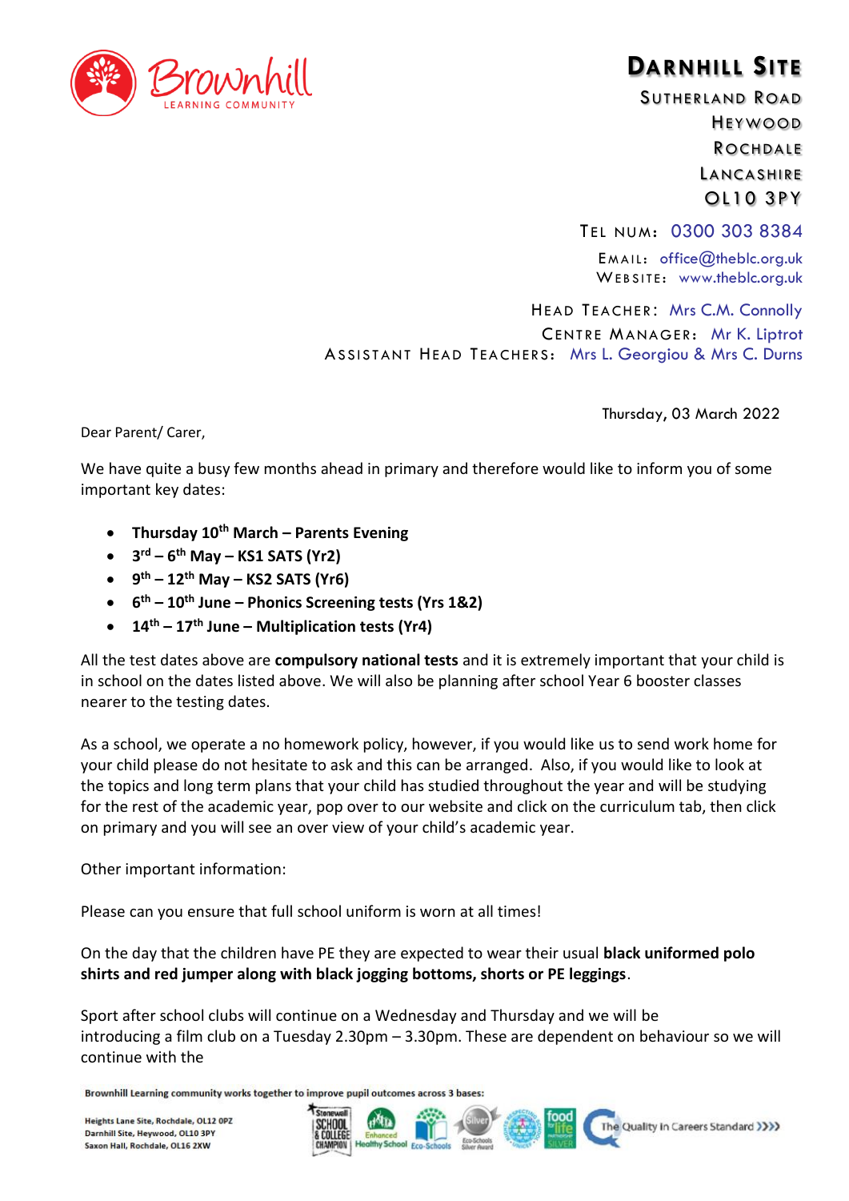Brownhill LEARNING COMMUNITY

**DARNHILL SITE**
SUTHERLAND ROAD
HEYWOOD
ROCHDALE
LANCASHIRE
OL10 3PY

TEL NUM: 0300 303 8384
EMAIL: office@theblc.org.uk
WEBSITE: www.theblc.org.uk

HEAD TEACHER: Mrs C.M. Connolly
CENTRE MANAGER: Mr K. Liptrot
ASSISTANT HEAD TEACHERS: Mrs L. Georgiou & Mrs C. Durns

Thursday, 03 March 2022

Dear Parent/ Carer,

We have quite a busy few months ahead in primary and therefore would like to inform you of some important key dates:

- **Thursday 10th March – Parents Evening**
- **3rd – 6th May – KS1 SATS (Yr2)**
- **9th – 12th May – KS2 SATS (Yr6)**
- **6th – 10th June – Phonics Screening tests (Yrs 1&2)**
- **14th – 17th June – Multiplication tests (Yr4)**

All the test dates above are **compulsory national tests** and it is extremely important that your child is in school on the dates listed above. We will also be planning after school Year 6 booster classes nearer to the testing dates.

As a school, we operate a no homework policy, however, if you would like us to send work home for your child please do not hesitate to ask and this can be arranged. Also, if you would like to look at the topics and long term plans that your child has studied throughout the year and will be studying for the rest of the academic year, pop over to our website and click on the curriculum tab, then click on primary and you will see an over view of your child's academic year.

Other important information:

Please can you ensure that full school uniform is worn at all times!

On the day that the children have PE they are expected to wear their usual **black uniformed polo shirts and red jumper along with black jogging bottoms, shorts or PE leggings**.

Sport after school clubs will continue on a Wednesday and Thursday and we will be introducing a film club on a Tuesday 2.30pm – 3.30pm. These are dependent on behaviour so we will continue with the

Brownhill Learning community works together to improve pupil outcomes across 3 bases:

Heights Lane Site, Rochdale, OL12 0PZ
Darnhill Site, Heywood, OL10 3PY
Saxon Hall, Rochdale, OL16 2XW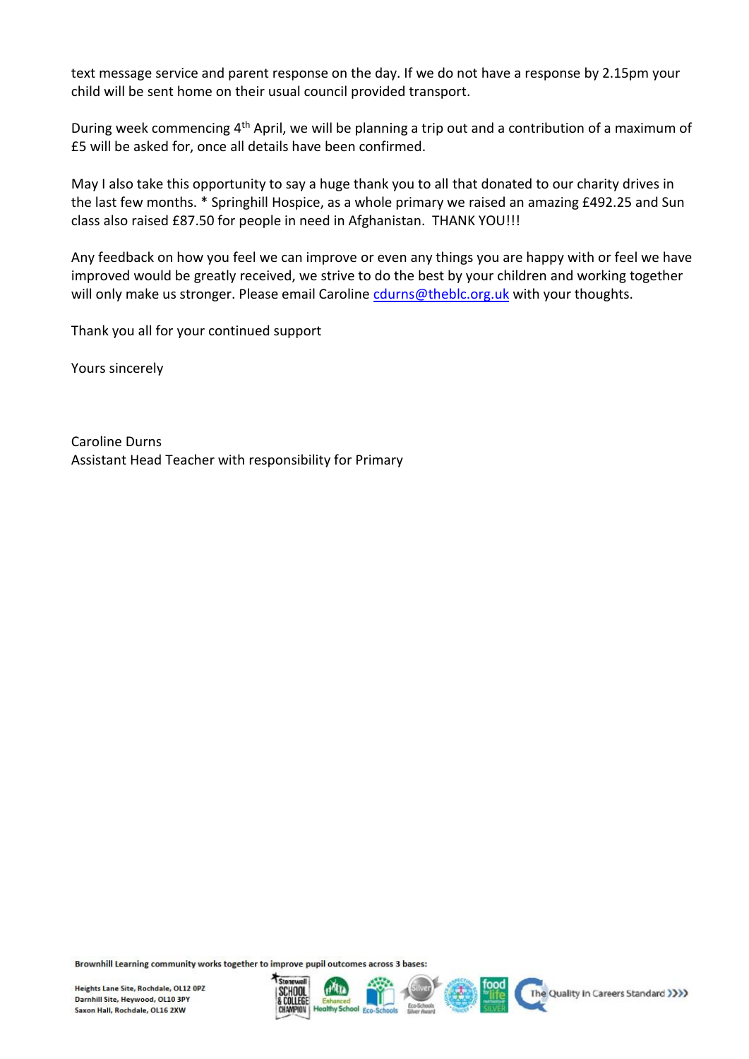text message service and parent response on the day. If we do not have a response by 2.15pm your child will be sent home on their usual council provided transport.

During week commencing 4th April, we will be planning a trip out and a contribution of a maximum of £5 will be asked for, once all details have been confirmed.

May I also take this opportunity to say a huge thank you to all that donated to our charity drives in the last few months. * Springhill Hospice, as a whole primary we raised an amazing £492.25 and Sun class also raised £87.50 for people in need in Afghanistan. THANK YOU!!!

Any feedback on how you feel we can improve or even any things you are happy with or feel we have improved would be greatly received, we strive to do the best by your children and working together will only make us stronger. Please email Caroline cdurns@theblc.org.uk with your thoughts.

Thank you all for your continued support

Yours sincerely

Caroline Durns
Assistant Head Teacher with responsibility for Primary

Brownhill Learning community works together to improve pupil outcomes across 3 bases:

Heights Lane Site, Rochdale, OL12 0PZ
Darnhill Site, Heywood, OL10 3PY
Saxon Hall, Rochdale, OL16 2XW